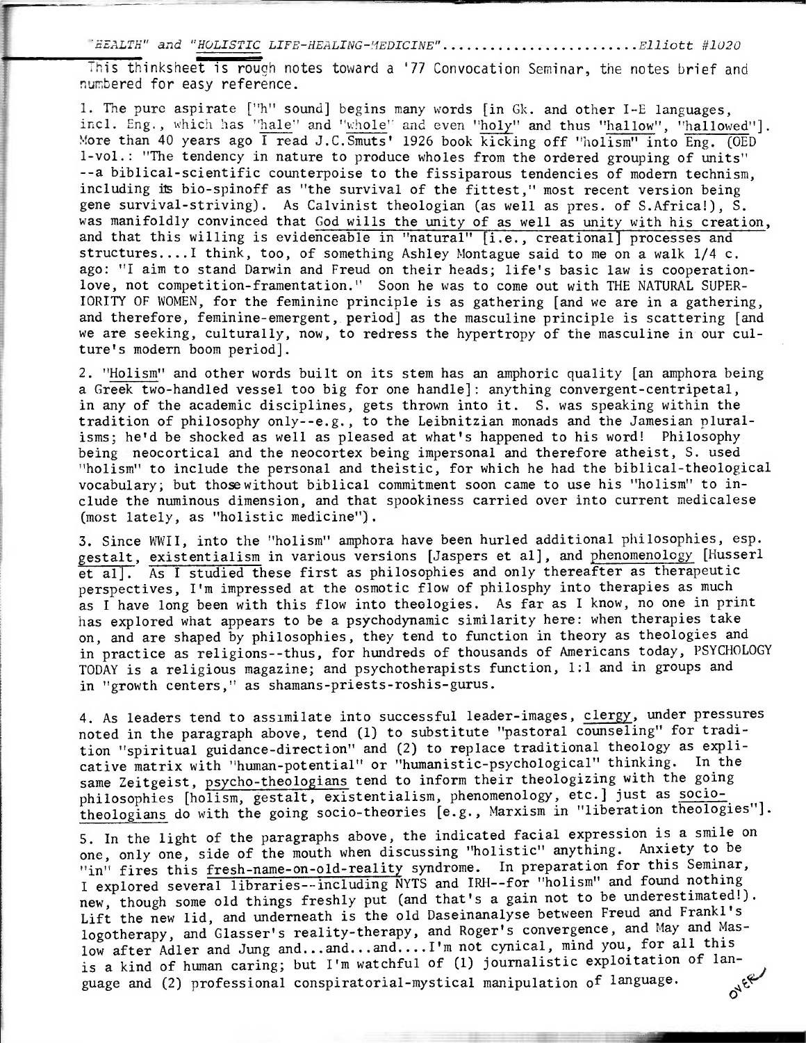*"HEALTH" and "HOLISTIC LIFE-HEALING-MEDICINE"........................Elliott #1020*

This thinksheet is rough notes toward a '77 Convocation Seminar, the notes brief and numbered for easy reference.

1. The pure aspirate ["h" sound] begins many words [in Gk. and other I-E languages, incl. Eng., which has "hale" and "whole" and even "holy" and thus "hallow", "hallowed"]. More than 40 years ago I read J.C.Smuts' 1926 book kicking off "holism" into Eng. (OED 1-vol.: "The tendency in nature to produce wholes from the ordered grouping of units" --a biblical-scientific counterpoise to the fissiparous tendencies of modern technism, including its bio-spinoff as "the survival of the fittest," most recent version being gene survival-striving). As Calvinist theologian (as well as pres. of S.Africa!), S. was manifoldly convinced that God wills the unity of as well as unity with his creation, and that this willing is evidenceable in "natural" [i.e., creational] processes and structures....I think, too, of something Ashley Montague said to me on a walk 1/4 c. ago: "I aim to stand Darwin and Freud on their heads; life's basic law is cooperation-love, not competition-framentation." Soon he was to come out with THE NATURAL SUPERIORITY OF WOMEN, for the feminine principle is as gathering [and we are in a gathering, and therefore, feminine-emergent, period] as the masculine principle is scattering [and we are seeking, culturally, now, to redress the hypertropy of the masculine in our culture's modern boom period].

2. "Holism" and other words built on its stem has an amphoric quality [an amphora being a Greek two-handled vessel too big for one handle]: anything convergent-centripetal, in any of the academic disciplines, gets thrown into it. S. was speaking within the tradition of philosophy only--e.g., to the Leibnitzian monads and the Jamesian pluralisms; he'd be shocked as well as pleased at what's happened to his word! Philosophy being neocortical and the neocortex being impersonal and therefore atheist, S. used "holism" to include the personal and theistic, for which he had the biblical-theological vocabulary; but those without biblical commitment soon came to use his "holism" to include the numinous dimension, and that spookiness carried over into current medicalese (most lately, as "holistic medicine").

3. Since WWII, into the "holism" amphora have been hurled additional philosophies, esp. gestalt, existentialism in various versions [Jaspers et al], and phenomenology [Husserl et al]. As I studied these first as philosophies and only thereafter as therapeutic perspectives, I'm impressed at the osmotic flow of philosphy into therapies as much as I have long been with this flow into theologies. As far as I know, no one in print has explored what appears to be a psychodynamic similarity here: when therapies take on, and are shaped by philosophies, they tend to function in theory as theologies and in practice as religions--thus, for hundreds of thousands of Americans today, PSYCHOLOGY TODAY is a religious magazine; and psychotherapists function, 1:1 and in groups and in "growth centers," as shamans-priests-roshis-gurus.

4. As leaders tend to assimilate into successful leader-images, clergy, under pressures noted in the paragraph above, tend (1) to substitute "pastoral counseling" for tradition "spiritual guidance-direction" and (2) to replace traditional theology as explicative matrix with "human-potential" or "humanistic-psychological" thinking. In the same Zeitgeist, psycho-theologians tend to inform their theologizing with the going philosophies [holism, gestalt, existentialism, phenomenology, etc.] just as socio-theologians do with the going socio-theories [e.g., Marxism in "liberation theologies"].

5. In the light of the paragraphs above, the indicated facial expression is a smile on one, only one, side of the mouth when discussing "holistic" anything. Anxiety to be "in" fires this fresh-name-on-old-reality syndrome. In preparation for this Seminar, I explored several libraries--including NYTS and IRH--for "holism" and found nothing new, though some old things freshly put (and that's a gain not to be underestimated!). Lift the new lid, and underneath is the old Daseinanalyse between Freud and Frankl's logotherapy, and Glasser's reality-therapy, and Roger's convergence, and May and Maslow after Adler and Jung and...and...and....I'm not cynical, mind you, for all this is a kind of human caring; but I'm watchful of (1) journalistic exploitation of language and (2) professional conspiratorial-mystical manipulation of language.

over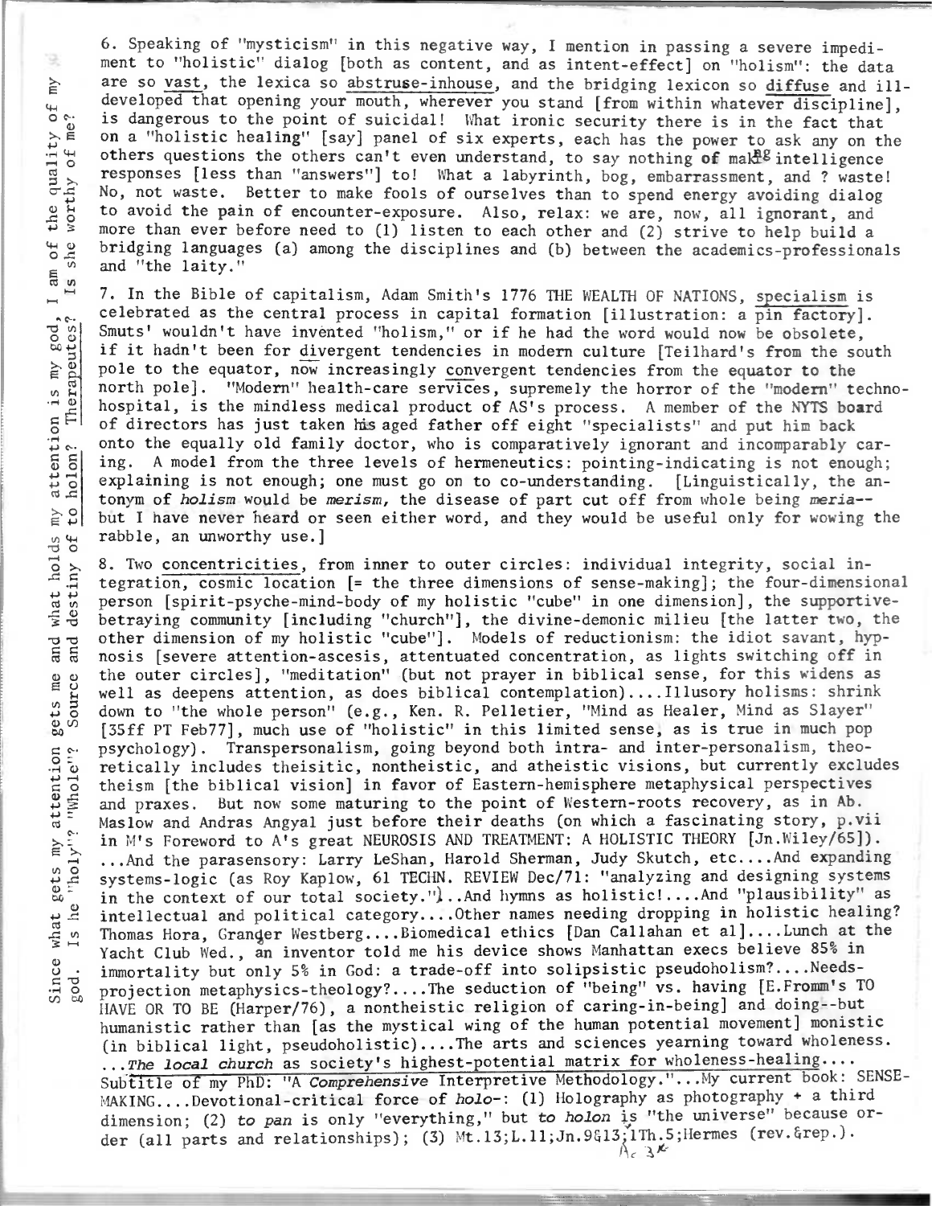Since what gets my attention gets me and what holds my attention is my god, I am of the quality of my god. Is he "holy"? "Whole"? Source and destiny of to holon? Therapeutes? Is she worthy of me?

6. Speaking of "mysticism" in this negative way, I mention in passing a severe impediment to "holistic" dialog [both as content, and as intent-effect] on "holism": the data are so vast, the lexica so abstruse-inhouse, and the bridging lexicon so diffuse and ill-developed that opening your mouth, wherever you stand [from within whatever discipline], is dangerous to the point of suicidal! What ironic security there is in the fact that on a "holistic healing" [say] panel of six experts, each has the power to ask any on the others questions the others can't even understand, to say nothing of making intelligence responses [less than "answers"] to! What a labyrinth, bog, embarrassment, and ? waste! No, not waste. Better to make fools of ourselves than to spend energy avoiding dialog to avoid the pain of encounter-exposure. Also, relax: we are, now, all ignorant, and more than ever before need to (1) listen to each other and (2) strive to help build a bridging languages (a) among the disciplines and (b) between the academics-professionals and "the laity."

7. In the Bible of capitalism, Adam Smith's 1776 THE WEALTH OF NATIONS, specialism is celebrated as the central process in capital formation [illustration: a pin factory]. Smuts' wouldn't have invented "holism," or if he had the word would now be obsolete, if it hadn't been for divergent tendencies in modern culture [Teilhard's from the south pole to the equator, now increasingly convergent tendencies from the equator to the north pole]. "Modern" health-care services, supremely the horror of the "modern" techno-hospital, is the mindless medical product of AS's process. A member of the NYTS board of directors has just taken his aged father off eight "specialists" and put him back onto the equally old family doctor, who is comparatively ignorant and incomparably caring. A model from the three levels of hermeneutics: pointing-indicating is not enough; explaining is not enough; one must go on to co-understanding. [Linguistically, the antonym of *holism* would be *merism*, the disease of part cut off from whole being *meria*--but I have never heard or seen either word, and they would be useful only for wowing the rabble, an unworthy use.]

8. Two concentricities, from inner to outer circles: individual integrity, social integration, cosmic location [= the three dimensions of sense-making]; the four-dimensional person [spirit-psyche-mind-body of my holistic "cube" in one dimension], the supportive-betraying community [including "church"], the divine-demonic milieu [the latter two, the other dimension of my holistic "cube"]. Models of reductionism: the idiot savant, hypnosis [severe attention-ascesis, attentuated concentration, as lights switching off in the outer circles], "meditation" (but not prayer in biblical sense, for this widens as well as deepens attention, as does biblical contemplation)....Illusory holisms: shrink down to "the whole person" (e.g., Ken. R. Pelletier, "Mind as Healer, Mind as Slayer" [35ff PT Feb77], much use of "holistic" in this limited sense, as is true in much pop psychology). Transpersonalism, going beyond both intra- and inter-personalism, theoretically includes theisitic, nontheistic, and atheistic visions, but currently excludes theism [the biblical vision] in favor of Eastern-hemisphere metaphysical perspectives and praxes. But now some maturing to the point of Western-roots recovery, as in Ab. Maslow and Andras Angyal just before their deaths (on which a fascinating story, p.vii in M's Foreword to A's great NEUROSIS AND TREATMENT: A HOLISTIC THEORY [Jn.Wiley/65]). ...And the parasensory: Larry LeShan, Harold Sherman, Judy Skutch, etc....And expanding systems-logic (as Roy Kaplow, 61 TECHN. REVIEW Dec/71: "analyzing and designing systems in the context of our total society.")..And hymns as holistic!....And "plausibility" as intellectual and political category....Other names needing dropping in holistic healing? Thomas Hora, Granger Westberg....Biomedical ethics [Dan Callahan et al]....Lunch at the Yacht Club Wed., an inventor told me his device shows Manhattan execs believe 85% in immortality but only 5% in God: a trade-off into solipsistic pseudoholism?....Needs-projection metaphysics-theology?....The seduction of "being" vs. having [E.Fromm's TO HAVE OR TO BE (Harper/76), a nontheistic religion of caring-in-being] and doing--but humanistic rather than [as the mystical wing of the human potential movement] monistic (in biblical light, pseudoholistic)....The arts and sciences yearning toward wholeness. ...*The local church* as society's highest-potential matrix for wholeness-healing.... Subtitle of my PhD: "A *Comprehensive* Interpretive Methodology."...My current book: SENSE-MAKING....Devotional-critical force of *holo-*: (1) Holography as photography + a third dimension; (2) *to pan* is only "everything," but *to holon* is "the universe" because order (all parts and relationships); (3) Mt.13;L.11;Jn.9&13;1Th.5;Hermes (rev.&rep.).